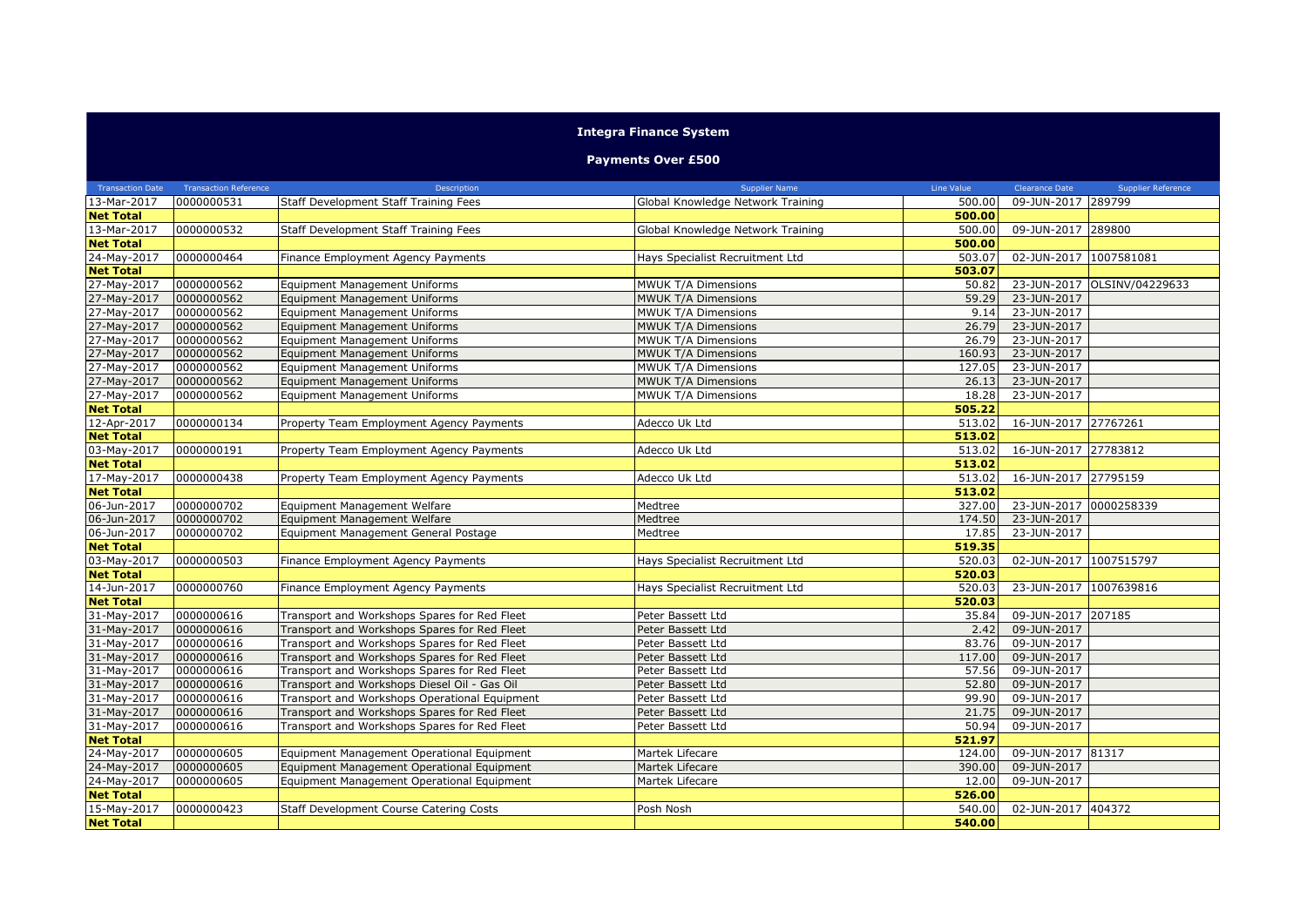## Integra Finance System

### Payments Over £500

| Transaction Date | Transaction Reference | Description | Supplier Name | Line Value | Clearance Date | Supplier Reference |
|---|---|---|---|---|---|---|
| 13-Mar-2017 | 0000000531 | Staff Development Staff Training Fees | Global Knowledge Network Training | 500.00 | 09-JUN-2017 | 289799 |
| **Net Total** | | | | **500.00** | | |
| 13-Mar-2017 | 0000000532 | Staff Development Staff Training Fees | Global Knowledge Network Training | 500.00 | 09-JUN-2017 | 289800 |
| **Net Total** | | | | **500.00** | | |
| 24-May-2017 | 0000000464 | Finance Employment Agency Payments | Hays Specialist Recruitment Ltd | 503.07 | 02-JUN-2017 | 1007581081 |
| **Net Total** | | | | **503.07** | | |
| 27-May-2017 | 0000000562 | Equipment Management Uniforms | MWUK T/A Dimensions | 50.82 | 23-JUN-2017 | OLSINV/04229633 |
| 27-May-2017 | 0000000562 | Equipment Management Uniforms | MWUK T/A Dimensions | 59.29 | 23-JUN-2017 | |
| 27-May-2017 | 0000000562 | Equipment Management Uniforms | MWUK T/A Dimensions | 9.14 | 23-JUN-2017 | |
| 27-May-2017 | 0000000562 | Equipment Management Uniforms | MWUK T/A Dimensions | 26.79 | 23-JUN-2017 | |
| 27-May-2017 | 0000000562 | Equipment Management Uniforms | MWUK T/A Dimensions | 26.79 | 23-JUN-2017 | |
| 27-May-2017 | 0000000562 | Equipment Management Uniforms | MWUK T/A Dimensions | 160.93 | 23-JUN-2017 | |
| 27-May-2017 | 0000000562 | Equipment Management Uniforms | MWUK T/A Dimensions | 127.05 | 23-JUN-2017 | |
| 27-May-2017 | 0000000562 | Equipment Management Uniforms | MWUK T/A Dimensions | 26.13 | 23-JUN-2017 | |
| 27-May-2017 | 0000000562 | Equipment Management Uniforms | MWUK T/A Dimensions | 18.28 | 23-JUN-2017 | |
| **Net Total** | | | | **505.22** | | |
| 12-Apr-2017 | 0000000134 | Property Team Employment Agency Payments | Adecco Uk Ltd | 513.02 | 16-JUN-2017 | 27767261 |
| **Net Total** | | | | **513.02** | | |
| 03-May-2017 | 0000000191 | Property Team Employment Agency Payments | Adecco Uk Ltd | 513.02 | 16-JUN-2017 | 27783812 |
| **Net Total** | | | | **513.02** | | |
| 17-May-2017 | 0000000438 | Property Team Employment Agency Payments | Adecco Uk Ltd | 513.02 | 16-JUN-2017 | 27795159 |
| **Net Total** | | | | **513.02** | | |
| 06-Jun-2017 | 0000000702 | Equipment Management Welfare | Medtree | 327.00 | 23-JUN-2017 | 0000258339 |
| 06-Jun-2017 | 0000000702 | Equipment Management Welfare | Medtree | 174.50 | 23-JUN-2017 | |
| 06-Jun-2017 | 0000000702 | Equipment Management General Postage | Medtree | 17.85 | 23-JUN-2017 | |
| **Net Total** | | | | **519.35** | | |
| 03-May-2017 | 0000000503 | Finance Employment Agency Payments | Hays Specialist Recruitment Ltd | 520.03 | 02-JUN-2017 | 1007515797 |
| **Net Total** | | | | **520.03** | | |
| 14-Jun-2017 | 0000000760 | Finance Employment Agency Payments | Hays Specialist Recruitment Ltd | 520.03 | 23-JUN-2017 | 1007639816 |
| **Net Total** | | | | **520.03** | | |
| 31-May-2017 | 0000000616 | Transport and Workshops Spares for Red Fleet | Peter Bassett Ltd | 35.84 | 09-JUN-2017 | 207185 |
| 31-May-2017 | 0000000616 | Transport and Workshops Spares for Red Fleet | Peter Bassett Ltd | 2.42 | 09-JUN-2017 | |
| 31-May-2017 | 0000000616 | Transport and Workshops Spares for Red Fleet | Peter Bassett Ltd | 83.76 | 09-JUN-2017 | |
| 31-May-2017 | 0000000616 | Transport and Workshops Spares for Red Fleet | Peter Bassett Ltd | 117.00 | 09-JUN-2017 | |
| 31-May-2017 | 0000000616 | Transport and Workshops Spares for Red Fleet | Peter Bassett Ltd | 57.56 | 09-JUN-2017 | |
| 31-May-2017 | 0000000616 | Transport and Workshops Diesel Oil - Gas Oil | Peter Bassett Ltd | 52.80 | 09-JUN-2017 | |
| 31-May-2017 | 0000000616 | Transport and Workshops Operational Equipment | Peter Bassett Ltd | 99.90 | 09-JUN-2017 | |
| 31-May-2017 | 0000000616 | Transport and Workshops Spares for Red Fleet | Peter Bassett Ltd | 21.75 | 09-JUN-2017 | |
| 31-May-2017 | 0000000616 | Transport and Workshops Spares for Red Fleet | Peter Bassett Ltd | 50.94 | 09-JUN-2017 | |
| **Net Total** | | | | **521.97** | | |
| 24-May-2017 | 0000000605 | Equipment Management Operational Equipment | Martek Lifecare | 124.00 | 09-JUN-2017 | 81317 |
| 24-May-2017 | 0000000605 | Equipment Management Operational Equipment | Martek Lifecare | 390.00 | 09-JUN-2017 | |
| 24-May-2017 | 0000000605 | Equipment Management Operational Equipment | Martek Lifecare | 12.00 | 09-JUN-2017 | |
| **Net Total** | | | | **526.00** | | |
| 15-May-2017 | 0000000423 | Staff Development Course Catering Costs | Posh Nosh | 540.00 | 02-JUN-2017 | 404372 |
| **Net Total** | | | | **540.00** | | |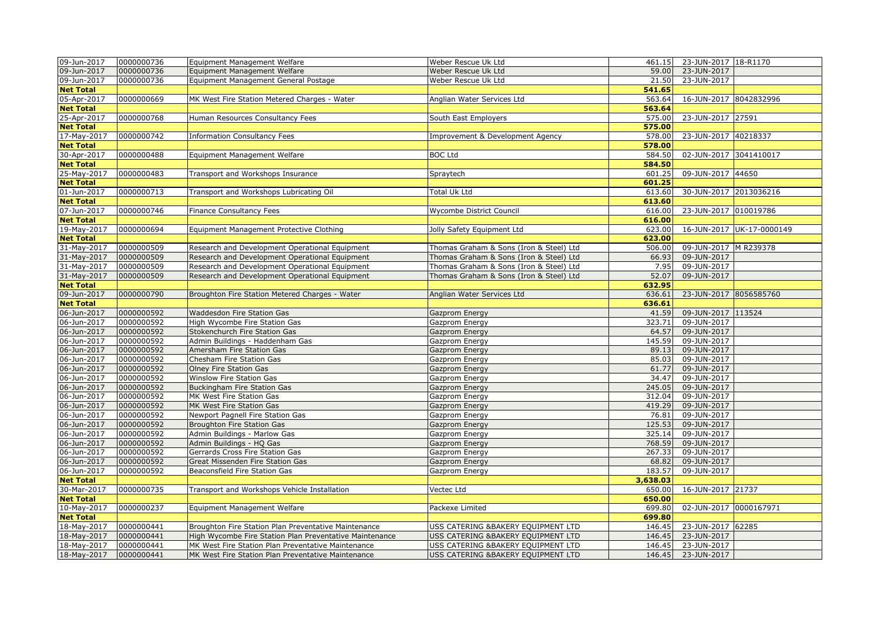| | | | | | | |
|---|---|---|---|---|---|---|
| 09-Jun-2017 | 0000000736 | Equipment Management Welfare | Weber Rescue Uk Ltd | 461.15 | 23-JUN-2017 | 18-R1170 |
| 09-Jun-2017 | 0000000736 | Equipment Management Welfare | Weber Rescue Uk Ltd | 59.00 | 23-JUN-2017 | |
| 09-Jun-2017 | 0000000736 | Equipment Management General Postage | Weber Rescue Uk Ltd | 21.50 | 23-JUN-2017 | |
| **Net Total** | | | | **541.65** | | |
| 05-Apr-2017 | 0000000669 | MK West Fire Station Metered Charges - Water | Anglian Water Services Ltd | 563.64 | 16-JUN-2017 | 8042832996 |
| **Net Total** | | | | **563.64** | | |
| 25-Apr-2017 | 0000000768 | Human Resources Consultancy Fees | South East Employers | 575.00 | 23-JUN-2017 | 27591 |
| **Net Total** | | | | **575.00** | | |
| 17-May-2017 | 0000000742 | Information Consultancy Fees | Improvement & Development Agency | 578.00 | 23-JUN-2017 | 40218337 |
| **Net Total** | | | | **578.00** | | |
| 30-Apr-2017 | 0000000488 | Equipment Management Welfare | BOC Ltd | 584.50 | 02-JUN-2017 | 3041410017 |
| **Net Total** | | | | **584.50** | | |
| 25-May-2017 | 0000000483 | Transport and Workshops Insurance | Spraytech | 601.25 | 09-JUN-2017 | 44650 |
| **Net Total** | | | | **601.25** | | |
| 01-Jun-2017 | 0000000713 | Transport and Workshops Lubricating Oil | Total Uk Ltd | 613.60 | 30-JUN-2017 | 2013036216 |
| **Net Total** | | | | **613.60** | | |
| 07-Jun-2017 | 0000000746 | Finance Consultancy Fees | Wycombe District Council | 616.00 | 23-JUN-2017 | 010019786 |
| **Net Total** | | | | **616.00** | | |
| 19-May-2017 | 0000000694 | Equipment Management Protective Clothing | Jolly Safety Equipment Ltd | 623.00 | 16-JUN-2017 | UK-17-0000149 |
| **Net Total** | | | | **623.00** | | |
| 31-May-2017 | 0000000509 | Research and Development Operational Equipment | Thomas Graham & Sons (Iron & Steel) Ltd | 506.00 | 09-JUN-2017 | M R239378 |
| 31-May-2017 | 0000000509 | Research and Development Operational Equipment | Thomas Graham & Sons (Iron & Steel) Ltd | 66.93 | 09-JUN-2017 | |
| 31-May-2017 | 0000000509 | Research and Development Operational Equipment | Thomas Graham & Sons (Iron & Steel) Ltd | 7.95 | 09-JUN-2017 | |
| 31-May-2017 | 0000000509 | Research and Development Operational Equipment | Thomas Graham & Sons (Iron & Steel) Ltd | 52.07 | 09-JUN-2017 | |
| **Net Total** | | | | **632.95** | | |
| 09-Jun-2017 | 0000000790 | Broughton Fire Station Metered Charges - Water | Anglian Water Services Ltd | 636.61 | 23-JUN-2017 | 8056585760 |
| **Net Total** | | | | **636.61** | | |
| 06-Jun-2017 | 0000000592 | Waddesdon Fire Station Gas | Gazprom Energy | 41.59 | 09-JUN-2017 | 113524 |
| 06-Jun-2017 | 0000000592 | High Wycombe Fire Station Gas | Gazprom Energy | 323.71 | 09-JUN-2017 | |
| 06-Jun-2017 | 0000000592 | Stokenchurch Fire Station Gas | Gazprom Energy | 64.57 | 09-JUN-2017 | |
| 06-Jun-2017 | 0000000592 | Admin Buildings - Haddenham Gas | Gazprom Energy | 145.59 | 09-JUN-2017 | |
| 06-Jun-2017 | 0000000592 | Amersham Fire Station Gas | Gazprom Energy | 89.13 | 09-JUN-2017 | |
| 06-Jun-2017 | 0000000592 | Chesham Fire Station Gas | Gazprom Energy | 85.03 | 09-JUN-2017 | |
| 06-Jun-2017 | 0000000592 | Olney Fire Station Gas | Gazprom Energy | 61.77 | 09-JUN-2017 | |
| 06-Jun-2017 | 0000000592 | Winslow Fire Station Gas | Gazprom Energy | 34.47 | 09-JUN-2017 | |
| 06-Jun-2017 | 0000000592 | Buckingham Fire Station Gas | Gazprom Energy | 245.05 | 09-JUN-2017 | |
| 06-Jun-2017 | 0000000592 | MK West Fire Station Gas | Gazprom Energy | 312.04 | 09-JUN-2017 | |
| 06-Jun-2017 | 0000000592 | MK West Fire Station Gas | Gazprom Energy | 419.29 | 09-JUN-2017 | |
| 06-Jun-2017 | 0000000592 | Newport Pagnell Fire Station Gas | Gazprom Energy | 76.81 | 09-JUN-2017 | |
| 06-Jun-2017 | 0000000592 | Broughton Fire Station Gas | Gazprom Energy | 125.53 | 09-JUN-2017 | |
| 06-Jun-2017 | 0000000592 | Admin Buildings - Marlow Gas | Gazprom Energy | 325.14 | 09-JUN-2017 | |
| 06-Jun-2017 | 0000000592 | Admin Buildings - HQ Gas | Gazprom Energy | 768.59 | 09-JUN-2017 | |
| 06-Jun-2017 | 0000000592 | Gerrards Cross Fire Station Gas | Gazprom Energy | 267.33 | 09-JUN-2017 | |
| 06-Jun-2017 | 0000000592 | Great Missenden Fire Station Gas | Gazprom Energy | 68.82 | 09-JUN-2017 | |
| 06-Jun-2017 | 0000000592 | Beaconsfield Fire Station Gas | Gazprom Energy | 183.57 | 09-JUN-2017 | |
| **Net Total** | | | | **3,638.03** | | |
| 30-Mar-2017 | 0000000735 | Transport and Workshops Vehicle Installation | Vectec Ltd | 650.00 | 16-JUN-2017 | 21737 |
| **Net Total** | | | | **650.00** | | |
| 10-May-2017 | 0000000237 | Equipment Management Welfare | Packexe Limited | 699.80 | 02-JUN-2017 | 0000167971 |
| **Net Total** | | | | **699.80** | | |
| 18-May-2017 | 0000000441 | Broughton Fire Station Plan Preventative Maintenance | USS CATERING &BAKERY EQUIPMENT LTD | 146.45 | 23-JUN-2017 | 62285 |
| 18-May-2017 | 0000000441 | High Wycombe Fire Station Plan Preventative Maintenance | USS CATERING &BAKERY EQUIPMENT LTD | 146.45 | 23-JUN-2017 | |
| 18-May-2017 | 0000000441 | MK West Fire Station Plan Preventative Maintenance | USS CATERING &BAKERY EQUIPMENT LTD | 146.45 | 23-JUN-2017 | |
| 18-May-2017 | 0000000441 | MK West Fire Station Plan Preventative Maintenance | USS CATERING &BAKERY EQUIPMENT LTD | 146.45 | 23-JUN-2017 | |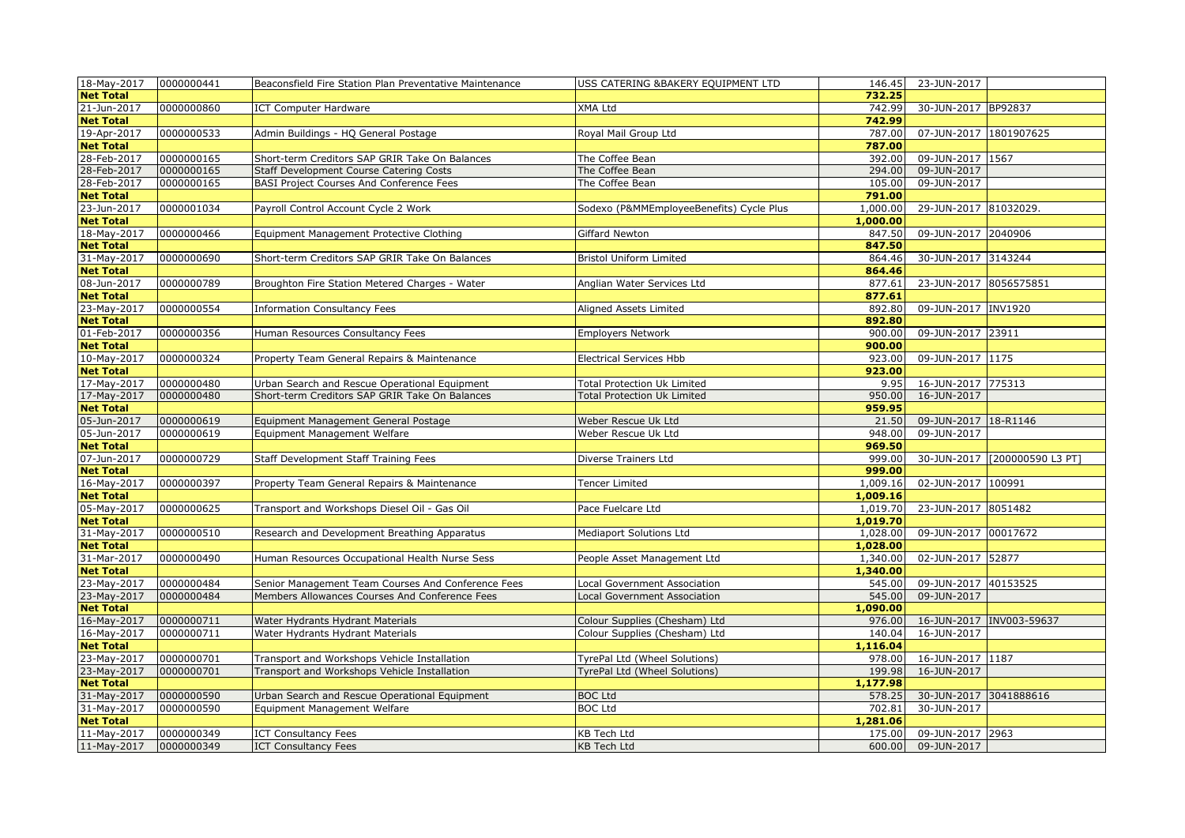| | | | | | | |
|---|---|---|---|---|---|---|
| 18-May-2017 | 0000000441 | Beaconsfield Fire Station Plan Preventative Maintenance | USS CATERING &BAKERY EQUIPMENT LTD | 146.45 | 23-JUN-2017 | |
| **Net Total** | | | | **732.25** | | |
| 21-Jun-2017 | 0000000860 | ICT Computer Hardware | XMA Ltd | 742.99 | 30-JUN-2017 | BP92837 |
| **Net Total** | | | | **742.99** | | |
| 19-Apr-2017 | 0000000533 | Admin Buildings - HQ General Postage | Royal Mail Group Ltd | 787.00 | 07-JUN-2017 | 1801907625 |
| **Net Total** | | | | **787.00** | | |
| 28-Feb-2017 | 0000000165 | Short-term Creditors SAP GRIR Take On Balances | The Coffee Bean | 392.00 | 09-JUN-2017 | 1567 |
| 28-Feb-2017 | 0000000165 | Staff Development Course Catering Costs | The Coffee Bean | 294.00 | 09-JUN-2017 | |
| 28-Feb-2017 | 0000000165 | BASI Project Courses And Conference Fees | The Coffee Bean | 105.00 | 09-JUN-2017 | |
| **Net Total** | | | | **791.00** | | |
| 23-Jun-2017 | 0000001034 | Payroll Control Account Cycle 2 Work | Sodexo (P&MMEmployeeBenefits) Cycle Plus | 1,000.00 | 29-JUN-2017 | 81032029. |
| **Net Total** | | | | **1,000.00** | | |
| 18-May-2017 | 0000000466 | Equipment Management Protective Clothing | Giffard Newton | 847.50 | 09-JUN-2017 | 2040906 |
| **Net Total** | | | | **847.50** | | |
| 31-May-2017 | 0000000690 | Short-term Creditors SAP GRIR Take On Balances | Bristol Uniform Limited | 864.46 | 30-JUN-2017 | 3143244 |
| **Net Total** | | | | **864.46** | | |
| 08-Jun-2017 | 0000000789 | Broughton Fire Station Metered Charges - Water | Anglian Water Services Ltd | 877.61 | 23-JUN-2017 | 8056575851 |
| **Net Total** | | | | **877.61** | | |
| 23-May-2017 | 0000000554 | Information Consultancy Fees | Aligned Assets Limited | 892.80 | 09-JUN-2017 | INV1920 |
| **Net Total** | | | | **892.80** | | |
| 01-Feb-2017 | 0000000356 | Human Resources Consultancy Fees | Employers Network | 900.00 | 09-JUN-2017 | 23911 |
| **Net Total** | | | | **900.00** | | |
| 10-May-2017 | 0000000324 | Property Team General Repairs & Maintenance | Electrical Services Hbb | 923.00 | 09-JUN-2017 | 1175 |
| **Net Total** | | | | **923.00** | | |
| 17-May-2017 | 0000000480 | Urban Search and Rescue Operational Equipment | Total Protection Uk Limited | 9.95 | 16-JUN-2017 | 775313 |
| 17-May-2017 | 0000000480 | Short-term Creditors SAP GRIR Take On Balances | Total Protection Uk Limited | 950.00 | 16-JUN-2017 | |
| **Net Total** | | | | **959.95** | | |
| 05-Jun-2017 | 0000000619 | Equipment Management General Postage | Weber Rescue Uk Ltd | 21.50 | 09-JUN-2017 | 18-R1146 |
| 05-Jun-2017 | 0000000619 | Equipment Management Welfare | Weber Rescue Uk Ltd | 948.00 | 09-JUN-2017 | |
| **Net Total** | | | | **969.50** | | |
| 07-Jun-2017 | 0000000729 | Staff Development Staff Training Fees | Diverse Trainers Ltd | 999.00 | 30-JUN-2017 | [200000590 L3 PT] |
| **Net Total** | | | | **999.00** | | |
| 16-May-2017 | 0000000397 | Property Team General Repairs & Maintenance | Tencer Limited | 1,009.16 | 02-JUN-2017 | 100991 |
| **Net Total** | | | | **1,009.16** | | |
| 05-May-2017 | 0000000625 | Transport and Workshops Diesel Oil - Gas Oil | Pace Fuelcare Ltd | 1,019.70 | 23-JUN-2017 | 8051482 |
| **Net Total** | | | | **1,019.70** | | |
| 31-May-2017 | 0000000510 | Research and Development Breathing Apparatus | Mediaport Solutions Ltd | 1,028.00 | 09-JUN-2017 | 00017672 |
| **Net Total** | | | | **1,028.00** | | |
| 31-Mar-2017 | 0000000490 | Human Resources Occupational Health Nurse Sess | People Asset Management Ltd | 1,340.00 | 02-JUN-2017 | 52877 |
| **Net Total** | | | | **1,340.00** | | |
| 23-May-2017 | 0000000484 | Senior Management Team Courses And Conference Fees | Local Government Association | 545.00 | 09-JUN-2017 | 40153525 |
| 23-May-2017 | 0000000484 | Members Allowances Courses And Conference Fees | Local Government Association | 545.00 | 09-JUN-2017 | |
| **Net Total** | | | | **1,090.00** | | |
| 16-May-2017 | 0000000711 | Water Hydrants Hydrant Materials | Colour Supplies (Chesham) Ltd | 976.00 | 16-JUN-2017 | INV003-59637 |
| 16-May-2017 | 0000000711 | Water Hydrants Hydrant Materials | Colour Supplies (Chesham) Ltd | 140.04 | 16-JUN-2017 | |
| **Net Total** | | | | **1,116.04** | | |
| 23-May-2017 | 0000000701 | Transport and Workshops Vehicle Installation | TyrePal Ltd (Wheel Solutions) | 978.00 | 16-JUN-2017 | 1187 |
| 23-May-2017 | 0000000701 | Transport and Workshops Vehicle Installation | TyrePal Ltd (Wheel Solutions) | 199.98 | 16-JUN-2017 | |
| **Net Total** | | | | **1,177.98** | | |
| 31-May-2017 | 0000000590 | Urban Search and Rescue Operational Equipment | BOC Ltd | 578.25 | 30-JUN-2017 | 3041888616 |
| 31-May-2017 | 0000000590 | Equipment Management Welfare | BOC Ltd | 702.81 | 30-JUN-2017 | |
| **Net Total** | | | | **1,281.06** | | |
| 11-May-2017 | 0000000349 | ICT Consultancy Fees | KB Tech Ltd | 175.00 | 09-JUN-2017 | 2963 |
| 11-May-2017 | 0000000349 | ICT Consultancy Fees | KB Tech Ltd | 600.00 | 09-JUN-2017 | |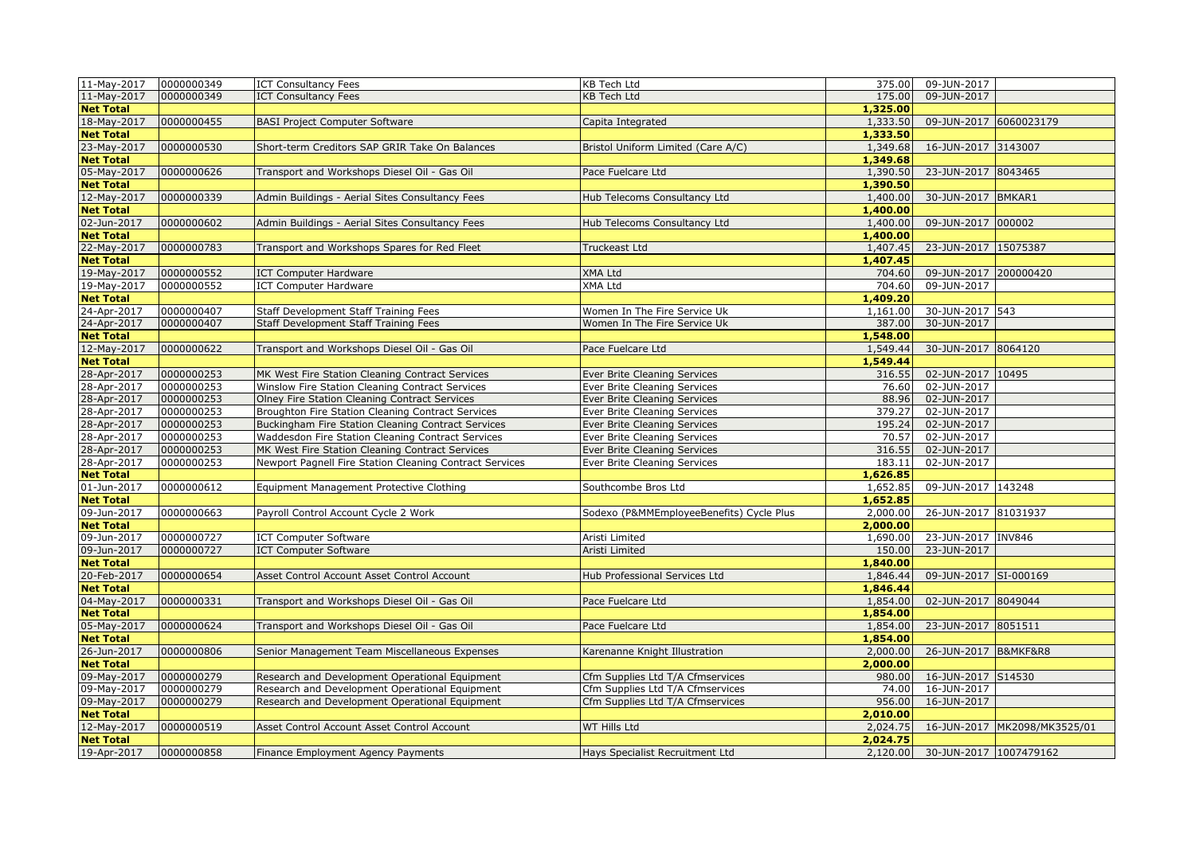| | | | | | | |
|---|---|---|---|---|---|---|
| 11-May-2017 | 0000000349 | ICT Consultancy Fees | KB Tech Ltd | 375.00 | 09-JUN-2017 | |
| 11-May-2017 | 0000000349 | ICT Consultancy Fees | KB Tech Ltd | 175.00 | 09-JUN-2017 | |
| **Net Total** | | | | **1,325.00** | | |
| 18-May-2017 | 0000000455 | BASI Project Computer Software | Capita Integrated | 1,333.50 | 09-JUN-2017 | 6060023179 |
| **Net Total** | | | | **1,333.50** | | |
| 23-May-2017 | 0000000530 | Short-term Creditors SAP GRIR Take On Balances | Bristol Uniform Limited (Care A/C) | 1,349.68 | 16-JUN-2017 | 3143007 |
| **Net Total** | | | | **1,349.68** | | |
| 05-May-2017 | 0000000626 | Transport and Workshops Diesel Oil - Gas Oil | Pace Fuelcare Ltd | 1,390.50 | 23-JUN-2017 | 8043465 |
| **Net Total** | | | | **1,390.50** | | |
| 12-May-2017 | 0000000339 | Admin Buildings - Aerial Sites Consultancy Fees | Hub Telecoms Consultancy Ltd | 1,400.00 | 30-JUN-2017 | BMKAR1 |
| **Net Total** | | | | **1,400.00** | | |
| 02-Jun-2017 | 0000000602 | Admin Buildings - Aerial Sites Consultancy Fees | Hub Telecoms Consultancy Ltd | 1,400.00 | 09-JUN-2017 | 000002 |
| **Net Total** | | | | **1,400.00** | | |
| 22-May-2017 | 0000000783 | Transport and Workshops Spares for Red Fleet | Truckeast Ltd | 1,407.45 | 23-JUN-2017 | 15075387 |
| **Net Total** | | | | **1,407.45** | | |
| 19-May-2017 | 0000000552 | ICT Computer Hardware | XMA Ltd | 704.60 | 09-JUN-2017 | 200000420 |
| 19-May-2017 | 0000000552 | ICT Computer Hardware | XMA Ltd | 704.60 | 09-JUN-2017 | |
| **Net Total** | | | | **1,409.20** | | |
| 24-Apr-2017 | 0000000407 | Staff Development Staff Training Fees | Women In The Fire Service Uk | 1,161.00 | 30-JUN-2017 | 543 |
| 24-Apr-2017 | 0000000407 | Staff Development Staff Training Fees | Women In The Fire Service Uk | 387.00 | 30-JUN-2017 | |
| **Net Total** | | | | **1,548.00** | | |
| 12-May-2017 | 0000000622 | Transport and Workshops Diesel Oil - Gas Oil | Pace Fuelcare Ltd | 1,549.44 | 30-JUN-2017 | 8064120 |
| **Net Total** | | | | **1,549.44** | | |
| 28-Apr-2017 | 0000000253 | MK West Fire Station Cleaning Contract Services | Ever Brite Cleaning Services | 316.55 | 02-JUN-2017 | 10495 |
| 28-Apr-2017 | 0000000253 | Winslow Fire Station Cleaning Contract Services | Ever Brite Cleaning Services | 76.60 | 02-JUN-2017 | |
| 28-Apr-2017 | 0000000253 | Olney Fire Station Cleaning Contract Services | Ever Brite Cleaning Services | 88.96 | 02-JUN-2017 | |
| 28-Apr-2017 | 0000000253 | Broughton Fire Station Cleaning Contract Services | Ever Brite Cleaning Services | 379.27 | 02-JUN-2017 | |
| 28-Apr-2017 | 0000000253 | Buckingham Fire Station Cleaning Contract Services | Ever Brite Cleaning Services | 195.24 | 02-JUN-2017 | |
| 28-Apr-2017 | 0000000253 | Waddesdon Fire Station Cleaning Contract Services | Ever Brite Cleaning Services | 70.57 | 02-JUN-2017 | |
| 28-Apr-2017 | 0000000253 | MK West Fire Station Cleaning Contract Services | Ever Brite Cleaning Services | 316.55 | 02-JUN-2017 | |
| 28-Apr-2017 | 0000000253 | Newport Pagnell Fire Station Cleaning Contract Services | Ever Brite Cleaning Services | 183.11 | 02-JUN-2017 | |
| **Net Total** | | | | **1,626.85** | | |
| 01-Jun-2017 | 0000000612 | Equipment Management Protective Clothing | Southcombe Bros Ltd | 1,652.85 | 09-JUN-2017 | 143248 |
| **Net Total** | | | | **1,652.85** | | |
| 09-Jun-2017 | 0000000663 | Payroll Control Account Cycle 2 Work | Sodexo (P&MMEmployeeBenefits) Cycle Plus | 2,000.00 | 26-JUN-2017 | 81031937 |
| **Net Total** | | | | **2,000.00** | | |
| 09-Jun-2017 | 0000000727 | ICT Computer Software | Aristi Limited | 1,690.00 | 23-JUN-2017 | INV846 |
| 09-Jun-2017 | 0000000727 | ICT Computer Software | Aristi Limited | 150.00 | 23-JUN-2017 | |
| **Net Total** | | | | **1,840.00** | | |
| 20-Feb-2017 | 0000000654 | Asset Control Account Asset Control Account | Hub Professional Services Ltd | 1,846.44 | 09-JUN-2017 | SI-000169 |
| **Net Total** | | | | **1,846.44** | | |
| 04-May-2017 | 0000000331 | Transport and Workshops Diesel Oil - Gas Oil | Pace Fuelcare Ltd | 1,854.00 | 02-JUN-2017 | 8049044 |
| **Net Total** | | | | **1,854.00** | | |
| 05-May-2017 | 0000000624 | Transport and Workshops Diesel Oil - Gas Oil | Pace Fuelcare Ltd | 1,854.00 | 23-JUN-2017 | 8051511 |
| **Net Total** | | | | **1,854.00** | | |
| 26-Jun-2017 | 0000000806 | Senior Management Team Miscellaneous Expenses | Karenanne Knight Illustration | 2,000.00 | 26-JUN-2017 | B&MKF&R8 |
| **Net Total** | | | | **2,000.00** | | |
| 09-May-2017 | 0000000279 | Research and Development Operational Equipment | Cfm Supplies Ltd T/A Cfmservices | 980.00 | 16-JUN-2017 | S14530 |
| 09-May-2017 | 0000000279 | Research and Development Operational Equipment | Cfm Supplies Ltd T/A Cfmservices | 74.00 | 16-JUN-2017 | |
| 09-May-2017 | 0000000279 | Research and Development Operational Equipment | Cfm Supplies Ltd T/A Cfmservices | 956.00 | 16-JUN-2017 | |
| **Net Total** | | | | **2,010.00** | | |
| 12-May-2017 | 0000000519 | Asset Control Account Asset Control Account | WT Hills Ltd | 2,024.75 | 16-JUN-2017 | MK2098/MK3525/01 |
| **Net Total** | | | | **2,024.75** | | |
| 19-Apr-2017 | 0000000858 | Finance Employment Agency Payments | Hays Specialist Recruitment Ltd | 2,120.00 | 30-JUN-2017 | 1007479162 |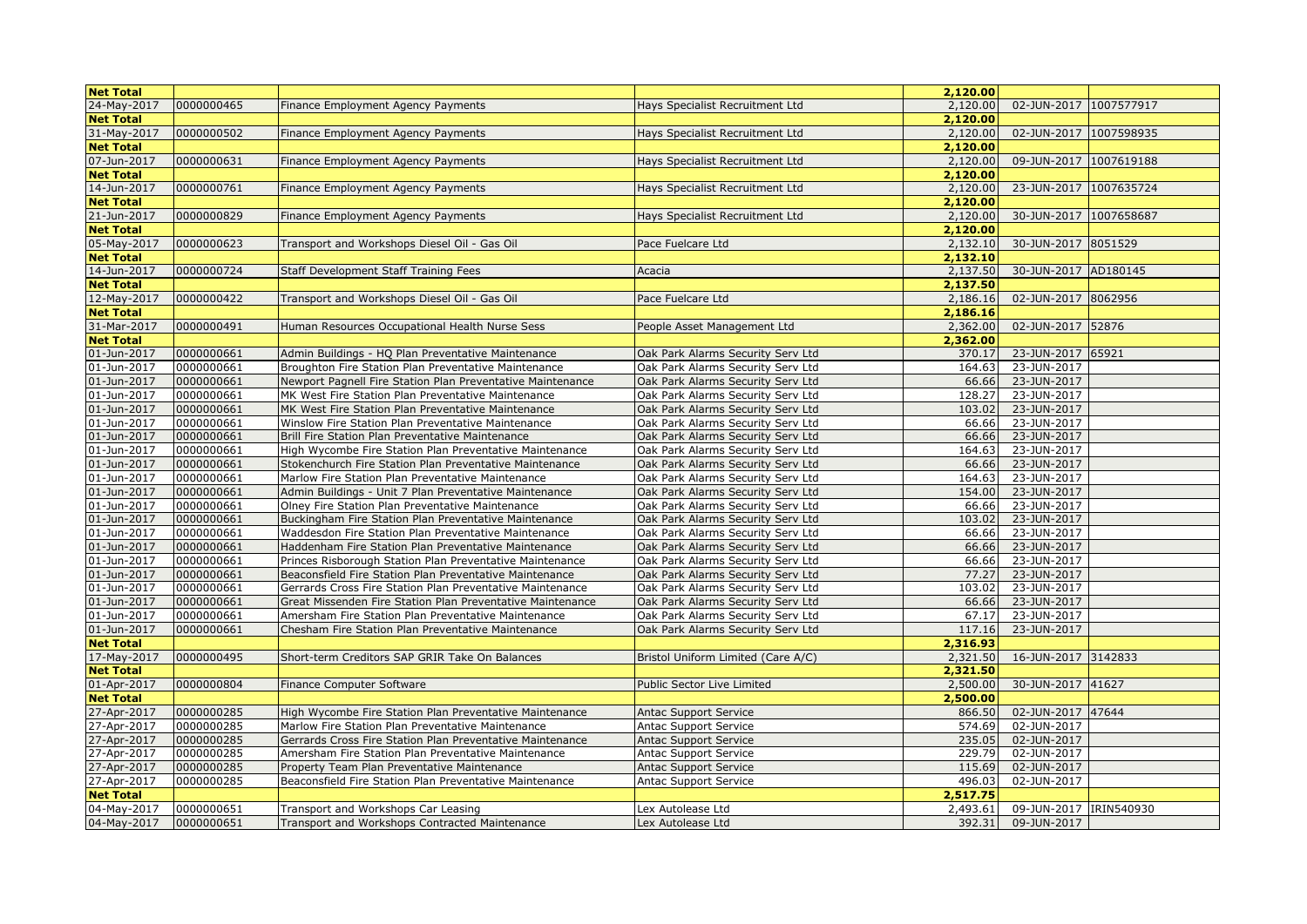| Net Total | | | | 2,120.00 | | |
|---|---|---|---|---|---|---|
| 24-May-2017 | 0000000465 | Finance Employment Agency Payments | Hays Specialist Recruitment Ltd | 2,120.00 | 02-JUN-2017 | 1007577917 |
| Net Total | | | | 2,120.00 | | |
| 31-May-2017 | 0000000502 | Finance Employment Agency Payments | Hays Specialist Recruitment Ltd | 2,120.00 | 02-JUN-2017 | 1007598935 |
| Net Total | | | | 2,120.00 | | |
| 07-Jun-2017 | 0000000631 | Finance Employment Agency Payments | Hays Specialist Recruitment Ltd | 2,120.00 | 09-JUN-2017 | 1007619188 |
| Net Total | | | | 2,120.00 | | |
| 14-Jun-2017 | 0000000761 | Finance Employment Agency Payments | Hays Specialist Recruitment Ltd | 2,120.00 | 23-JUN-2017 | 1007635724 |
| Net Total | | | | 2,120.00 | | |
| 21-Jun-2017 | 0000000829 | Finance Employment Agency Payments | Hays Specialist Recruitment Ltd | 2,120.00 | 30-JUN-2017 | 1007658687 |
| Net Total | | | | 2,120.00 | | |
| 05-May-2017 | 0000000623 | Transport and Workshops Diesel Oil - Gas Oil | Pace Fuelcare Ltd | 2,132.10 | 30-JUN-2017 | 8051529 |
| Net Total | | | | 2,132.10 | | |
| 14-Jun-2017 | 0000000724 | Staff Development Staff Training Fees | Acacia | 2,137.50 | 30-JUN-2017 | AD180145 |
| Net Total | | | | 2,137.50 | | |
| 12-May-2017 | 0000000422 | Transport and Workshops Diesel Oil - Gas Oil | Pace Fuelcare Ltd | 2,186.16 | 02-JUN-2017 | 8062956 |
| Net Total | | | | 2,186.16 | | |
| 31-Mar-2017 | 0000000491 | Human Resources Occupational Health Nurse Sess | People Asset Management Ltd | 2,362.00 | 02-JUN-2017 | 52876 |
| Net Total | | | | 2,362.00 | | |
| 01-Jun-2017 | 0000000661 | Admin Buildings - HQ Plan Preventative Maintenance | Oak Park Alarms Security Serv Ltd | 370.17 | 23-JUN-2017 | 65921 |
| 01-Jun-2017 | 0000000661 | Broughton Fire Station Plan Preventative Maintenance | Oak Park Alarms Security Serv Ltd | 164.63 | 23-JUN-2017 | |
| 01-Jun-2017 | 0000000661 | Newport Pagnell Fire Station Plan Preventative Maintenance | Oak Park Alarms Security Serv Ltd | 66.66 | 23-JUN-2017 | |
| 01-Jun-2017 | 0000000661 | MK West Fire Station Plan Preventative Maintenance | Oak Park Alarms Security Serv Ltd | 128.27 | 23-JUN-2017 | |
| 01-Jun-2017 | 0000000661 | MK West Fire Station Plan Preventative Maintenance | Oak Park Alarms Security Serv Ltd | 103.02 | 23-JUN-2017 | |
| 01-Jun-2017 | 0000000661 | Winslow Fire Station Plan Preventative Maintenance | Oak Park Alarms Security Serv Ltd | 66.66 | 23-JUN-2017 | |
| 01-Jun-2017 | 0000000661 | Brill Fire Station Plan Preventative Maintenance | Oak Park Alarms Security Serv Ltd | 66.66 | 23-JUN-2017 | |
| 01-Jun-2017 | 0000000661 | High Wycombe Fire Station Plan Preventative Maintenance | Oak Park Alarms Security Serv Ltd | 164.63 | 23-JUN-2017 | |
| 01-Jun-2017 | 0000000661 | Stokenchurch Fire Station Plan Preventative Maintenance | Oak Park Alarms Security Serv Ltd | 66.66 | 23-JUN-2017 | |
| 01-Jun-2017 | 0000000661 | Marlow Fire Station Plan Preventative Maintenance | Oak Park Alarms Security Serv Ltd | 164.63 | 23-JUN-2017 | |
| 01-Jun-2017 | 0000000661 | Admin Buildings - Unit 7 Plan Preventative Maintenance | Oak Park Alarms Security Serv Ltd | 154.00 | 23-JUN-2017 | |
| 01-Jun-2017 | 0000000661 | Olney Fire Station Plan Preventative Maintenance | Oak Park Alarms Security Serv Ltd | 66.66 | 23-JUN-2017 | |
| 01-Jun-2017 | 0000000661 | Buckingham Fire Station Plan Preventative Maintenance | Oak Park Alarms Security Serv Ltd | 103.02 | 23-JUN-2017 | |
| 01-Jun-2017 | 0000000661 | Waddesdon Fire Station Plan Preventative Maintenance | Oak Park Alarms Security Serv Ltd | 66.66 | 23-JUN-2017 | |
| 01-Jun-2017 | 0000000661 | Haddenham Fire Station Plan Preventative Maintenance | Oak Park Alarms Security Serv Ltd | 66.66 | 23-JUN-2017 | |
| 01-Jun-2017 | 0000000661 | Princes Risborough Station Plan Preventative Maintenance | Oak Park Alarms Security Serv Ltd | 66.66 | 23-JUN-2017 | |
| 01-Jun-2017 | 0000000661 | Beaconsfield Fire Station Plan Preventative Maintenance | Oak Park Alarms Security Serv Ltd | 77.27 | 23-JUN-2017 | |
| 01-Jun-2017 | 0000000661 | Gerrards Cross Fire Station Plan Preventative Maintenance | Oak Park Alarms Security Serv Ltd | 103.02 | 23-JUN-2017 | |
| 01-Jun-2017 | 0000000661 | Great Missenden Fire Station Plan Preventative Maintenance | Oak Park Alarms Security Serv Ltd | 66.66 | 23-JUN-2017 | |
| 01-Jun-2017 | 0000000661 | Amersham Fire Station Plan Preventative Maintenance | Oak Park Alarms Security Serv Ltd | 67.17 | 23-JUN-2017 | |
| 01-Jun-2017 | 0000000661 | Chesham Fire Station Plan Preventative Maintenance | Oak Park Alarms Security Serv Ltd | 117.16 | 23-JUN-2017 | |
| Net Total | | | | 2,316.93 | | |
| 17-May-2017 | 0000000495 | Short-term Creditors SAP GRIR Take On Balances | Bristol Uniform Limited (Care A/C) | 2,321.50 | 16-JUN-2017 | 3142833 |
| Net Total | | | | 2,321.50 | | |
| 01-Apr-2017 | 0000000804 | Finance Computer Software | Public Sector Live Limited | 2,500.00 | 30-JUN-2017 | 41627 |
| Net Total | | | | 2,500.00 | | |
| 27-Apr-2017 | 0000000285 | High Wycombe Fire Station Plan Preventative Maintenance | Antac Support Service | 866.50 | 02-JUN-2017 | 47644 |
| 27-Apr-2017 | 0000000285 | Marlow Fire Station Plan Preventative Maintenance | Antac Support Service | 574.69 | 02-JUN-2017 | |
| 27-Apr-2017 | 0000000285 | Gerrards Cross Fire Station Plan Preventative Maintenance | Antac Support Service | 235.05 | 02-JUN-2017 | |
| 27-Apr-2017 | 0000000285 | Amersham Fire Station Plan Preventative Maintenance | Antac Support Service | 229.79 | 02-JUN-2017 | |
| 27-Apr-2017 | 0000000285 | Property Team Plan Preventative Maintenance | Antac Support Service | 115.69 | 02-JUN-2017 | |
| 27-Apr-2017 | 0000000285 | Beaconsfield Fire Station Plan Preventative Maintenance | Antac Support Service | 496.03 | 02-JUN-2017 | |
| Net Total | | | | 2,517.75 | | |
| 04-May-2017 | 0000000651 | Transport and Workshops Car Leasing | Lex Autolease Ltd | 2,493.61 | 09-JUN-2017 | IRIN540930 |
| 04-May-2017 | 0000000651 | Transport and Workshops Contracted Maintenance | Lex Autolease Ltd | 392.31 | 09-JUN-2017 | |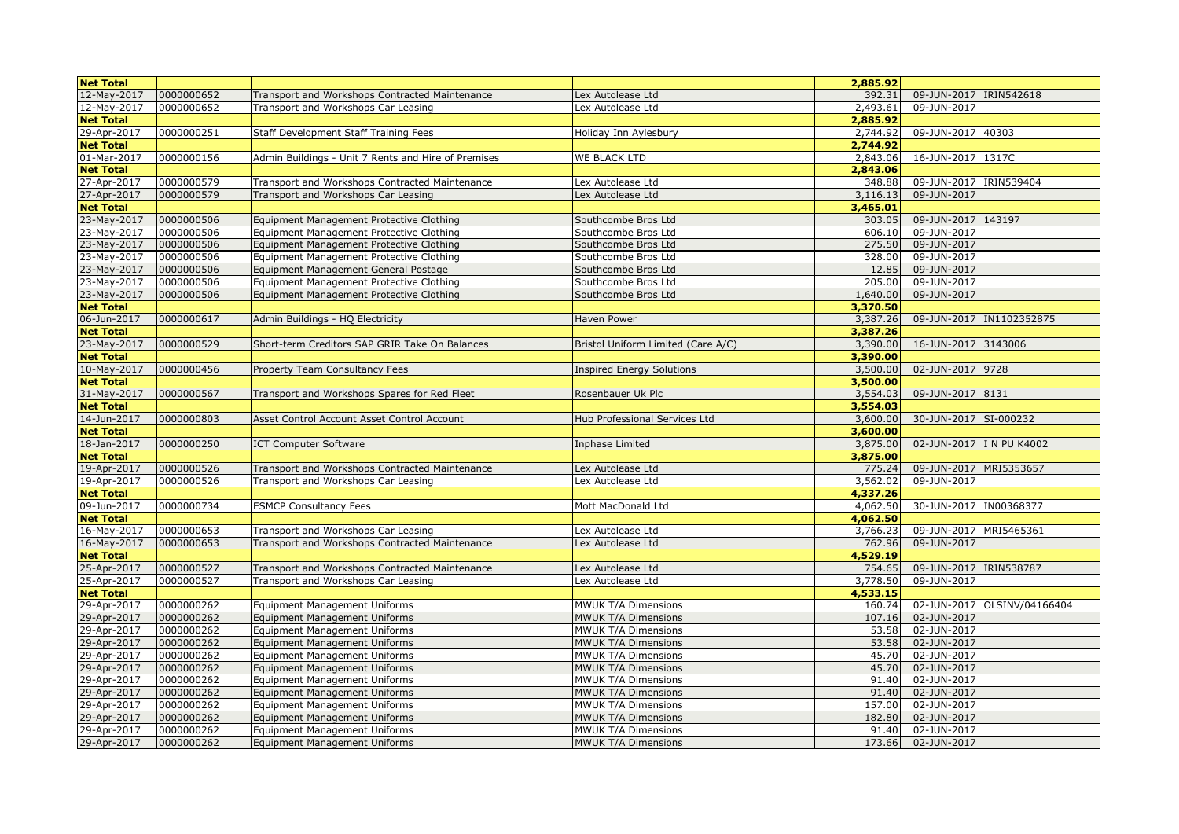| Net Total | | | | 2,885.92 | | |
|---|---|---|---|---|---|---|
| 12-May-2017 | 0000000652 | Transport and Workshops Contracted Maintenance | Lex Autolease Ltd | 392.31 | 09-JUN-2017 | IRIN542618 |
| 12-May-2017 | 0000000652 | Transport and Workshops Car Leasing | Lex Autolease Ltd | 2,493.61 | 09-JUN-2017 | |
| **Net Total** | | | | **2,885.92** | | |
| 29-Apr-2017 | 0000000251 | Staff Development Staff Training Fees | Holiday Inn Aylesbury | 2,744.92 | 09-JUN-2017 | 40303 |
| **Net Total** | | | | **2,744.92** | | |
| 01-Mar-2017 | 0000000156 | Admin Buildings - Unit 7 Rents and Hire of Premises | WE BLACK LTD | 2,843.06 | 16-JUN-2017 | 1317C |
| **Net Total** | | | | **2,843.06** | | |
| 27-Apr-2017 | 0000000579 | Transport and Workshops Contracted Maintenance | Lex Autolease Ltd | 348.88 | 09-JUN-2017 | IRIN539404 |
| 27-Apr-2017 | 0000000579 | Transport and Workshops Car Leasing | Lex Autolease Ltd | 3,116.13 | 09-JUN-2017 | |
| **Net Total** | | | | **3,465.01** | | |
| 23-May-2017 | 0000000506 | Equipment Management Protective Clothing | Southcombe Bros Ltd | 303.05 | 09-JUN-2017 | 143197 |
| 23-May-2017 | 0000000506 | Equipment Management Protective Clothing | Southcombe Bros Ltd | 606.10 | 09-JUN-2017 | |
| 23-May-2017 | 0000000506 | Equipment Management Protective Clothing | Southcombe Bros Ltd | 275.50 | 09-JUN-2017 | |
| 23-May-2017 | 0000000506 | Equipment Management Protective Clothing | Southcombe Bros Ltd | 328.00 | 09-JUN-2017 | |
| 23-May-2017 | 0000000506 | Equipment Management General Postage | Southcombe Bros Ltd | 12.85 | 09-JUN-2017 | |
| 23-May-2017 | 0000000506 | Equipment Management Protective Clothing | Southcombe Bros Ltd | 205.00 | 09-JUN-2017 | |
| 23-May-2017 | 0000000506 | Equipment Management Protective Clothing | Southcombe Bros Ltd | 1,640.00 | 09-JUN-2017 | |
| **Net Total** | | | | **3,370.50** | | |
| 06-Jun-2017 | 0000000617 | Admin Buildings - HQ Electricity | Haven Power | 3,387.26 | 09-JUN-2017 | IN1102352875 |
| **Net Total** | | | | **3,387.26** | | |
| 23-May-2017 | 0000000529 | Short-term Creditors SAP GRIR Take On Balances | Bristol Uniform Limited (Care A/C) | 3,390.00 | 16-JUN-2017 | 3143006 |
| **Net Total** | | | | **3,390.00** | | |
| 10-May-2017 | 0000000456 | Property Team Consultancy Fees | Inspired Energy Solutions | 3,500.00 | 02-JUN-2017 | 9728 |
| **Net Total** | | | | **3,500.00** | | |
| 31-May-2017 | 0000000567 | Transport and Workshops Spares for Red Fleet | Rosenbauer Uk Plc | 3,554.03 | 09-JUN-2017 | 8131 |
| **Net Total** | | | | **3,554.03** | | |
| 14-Jun-2017 | 0000000803 | Asset Control Account Asset Control Account | Hub Professional Services Ltd | 3,600.00 | 30-JUN-2017 | SI-000232 |
| **Net Total** | | | | **3,600.00** | | |
| 18-Jan-2017 | 0000000250 | ICT Computer Software | Inphase Limited | 3,875.00 | 02-JUN-2017 | I N PU K4002 |
| **Net Total** | | | | **3,875.00** | | |
| 19-Apr-2017 | 0000000526 | Transport and Workshops Contracted Maintenance | Lex Autolease Ltd | 775.24 | 09-JUN-2017 | MRI5353657 |
| 19-Apr-2017 | 0000000526 | Transport and Workshops Car Leasing | Lex Autolease Ltd | 3,562.02 | 09-JUN-2017 | |
| **Net Total** | | | | **4,337.26** | | |
| 09-Jun-2017 | 0000000734 | ESMCP Consultancy Fees | Mott MacDonald Ltd | 4,062.50 | 30-JUN-2017 | IN00368377 |
| **Net Total** | | | | **4,062.50** | | |
| 16-May-2017 | 0000000653 | Transport and Workshops Car Leasing | Lex Autolease Ltd | 3,766.23 | 09-JUN-2017 | MRI5465361 |
| 16-May-2017 | 0000000653 | Transport and Workshops Contracted Maintenance | Lex Autolease Ltd | 762.96 | 09-JUN-2017 | |
| **Net Total** | | | | **4,529.19** | | |
| 25-Apr-2017 | 0000000527 | Transport and Workshops Contracted Maintenance | Lex Autolease Ltd | 754.65 | 09-JUN-2017 | IRIN538787 |
| 25-Apr-2017 | 0000000527 | Transport and Workshops Car Leasing | Lex Autolease Ltd | 3,778.50 | 09-JUN-2017 | |
| **Net Total** | | | | **4,533.15** | | |
| 29-Apr-2017 | 0000000262 | Equipment Management Uniforms | MWUK T/A Dimensions | 160.74 | 02-JUN-2017 | OLSINV/04166404 |
| 29-Apr-2017 | 0000000262 | Equipment Management Uniforms | MWUK T/A Dimensions | 107.16 | 02-JUN-2017 | |
| 29-Apr-2017 | 0000000262 | Equipment Management Uniforms | MWUK T/A Dimensions | 53.58 | 02-JUN-2017 | |
| 29-Apr-2017 | 0000000262 | Equipment Management Uniforms | MWUK T/A Dimensions | 53.58 | 02-JUN-2017 | |
| 29-Apr-2017 | 0000000262 | Equipment Management Uniforms | MWUK T/A Dimensions | 45.70 | 02-JUN-2017 | |
| 29-Apr-2017 | 0000000262 | Equipment Management Uniforms | MWUK T/A Dimensions | 45.70 | 02-JUN-2017 | |
| 29-Apr-2017 | 0000000262 | Equipment Management Uniforms | MWUK T/A Dimensions | 91.40 | 02-JUN-2017 | |
| 29-Apr-2017 | 0000000262 | Equipment Management Uniforms | MWUK T/A Dimensions | 91.40 | 02-JUN-2017 | |
| 29-Apr-2017 | 0000000262 | Equipment Management Uniforms | MWUK T/A Dimensions | 157.00 | 02-JUN-2017 | |
| 29-Apr-2017 | 0000000262 | Equipment Management Uniforms | MWUK T/A Dimensions | 182.80 | 02-JUN-2017 | |
| 29-Apr-2017 | 0000000262 | Equipment Management Uniforms | MWUK T/A Dimensions | 91.40 | 02-JUN-2017 | |
| 29-Apr-2017 | 0000000262 | Equipment Management Uniforms | MWUK T/A Dimensions | 173.66 | 02-JUN-2017 | |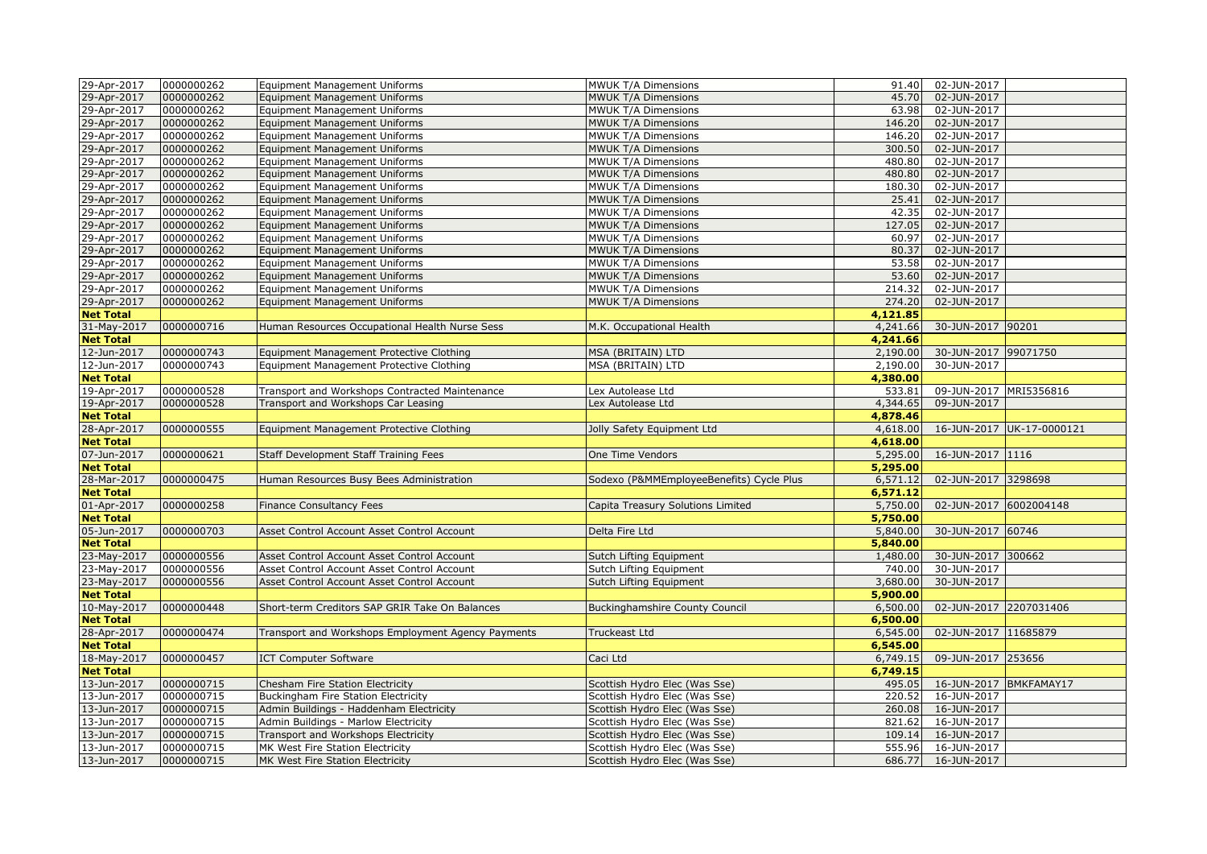| | | | | | | |
|---|---|---|---|---|---|---|
| 29-Apr-2017 | 0000000262 | Equipment Management Uniforms | MWUK T/A Dimensions | 91.40 | 02-JUN-2017 | |
| 29-Apr-2017 | 0000000262 | Equipment Management Uniforms | MWUK T/A Dimensions | 45.70 | 02-JUN-2017 | |
| 29-Apr-2017 | 0000000262 | Equipment Management Uniforms | MWUK T/A Dimensions | 63.98 | 02-JUN-2017 | |
| 29-Apr-2017 | 0000000262 | Equipment Management Uniforms | MWUK T/A Dimensions | 146.20 | 02-JUN-2017 | |
| 29-Apr-2017 | 0000000262 | Equipment Management Uniforms | MWUK T/A Dimensions | 146.20 | 02-JUN-2017 | |
| 29-Apr-2017 | 0000000262 | Equipment Management Uniforms | MWUK T/A Dimensions | 300.50 | 02-JUN-2017 | |
| 29-Apr-2017 | 0000000262 | Equipment Management Uniforms | MWUK T/A Dimensions | 480.80 | 02-JUN-2017 | |
| 29-Apr-2017 | 0000000262 | Equipment Management Uniforms | MWUK T/A Dimensions | 480.80 | 02-JUN-2017 | |
| 29-Apr-2017 | 0000000262 | Equipment Management Uniforms | MWUK T/A Dimensions | 180.30 | 02-JUN-2017 | |
| 29-Apr-2017 | 0000000262 | Equipment Management Uniforms | MWUK T/A Dimensions | 25.41 | 02-JUN-2017 | |
| 29-Apr-2017 | 0000000262 | Equipment Management Uniforms | MWUK T/A Dimensions | 42.35 | 02-JUN-2017 | |
| 29-Apr-2017 | 0000000262 | Equipment Management Uniforms | MWUK T/A Dimensions | 127.05 | 02-JUN-2017 | |
| 29-Apr-2017 | 0000000262 | Equipment Management Uniforms | MWUK T/A Dimensions | 60.97 | 02-JUN-2017 | |
| 29-Apr-2017 | 0000000262 | Equipment Management Uniforms | MWUK T/A Dimensions | 80.37 | 02-JUN-2017 | |
| 29-Apr-2017 | 0000000262 | Equipment Management Uniforms | MWUK T/A Dimensions | 53.58 | 02-JUN-2017 | |
| 29-Apr-2017 | 0000000262 | Equipment Management Uniforms | MWUK T/A Dimensions | 53.60 | 02-JUN-2017 | |
| 29-Apr-2017 | 0000000262 | Equipment Management Uniforms | MWUK T/A Dimensions | 214.32 | 02-JUN-2017 | |
| 29-Apr-2017 | 0000000262 | Equipment Management Uniforms | MWUK T/A Dimensions | 274.20 | 02-JUN-2017 | |
| **Net Total** | | | | **4,121.85** | | |
| 31-May-2017 | 0000000716 | Human Resources Occupational Health Nurse Sess | M.K. Occupational Health | 4,241.66 | 30-JUN-2017 | 90201 |
| **Net Total** | | | | **4,241.66** | | |
| 12-Jun-2017 | 0000000743 | Equipment Management Protective Clothing | MSA (BRITAIN) LTD | 2,190.00 | 30-JUN-2017 | 99071750 |
| 12-Jun-2017 | 0000000743 | Equipment Management Protective Clothing | MSA (BRITAIN) LTD | 2,190.00 | 30-JUN-2017 | |
| **Net Total** | | | | **4,380.00** | | |
| 19-Apr-2017 | 0000000528 | Transport and Workshops Contracted Maintenance | Lex Autolease Ltd | 533.81 | 09-JUN-2017 | MRI5356816 |
| 19-Apr-2017 | 0000000528 | Transport and Workshops Car Leasing | Lex Autolease Ltd | 4,344.65 | 09-JUN-2017 | |
| **Net Total** | | | | **4,878.46** | | |
| 28-Apr-2017 | 0000000555 | Equipment Management Protective Clothing | Jolly Safety Equipment Ltd | 4,618.00 | 16-JUN-2017 | UK-17-0000121 |
| **Net Total** | | | | **4,618.00** | | |
| 07-Jun-2017 | 0000000621 | Staff Development Staff Training Fees | One Time Vendors | 5,295.00 | 16-JUN-2017 | 1116 |
| **Net Total** | | | | **5,295.00** | | |
| 28-Mar-2017 | 0000000475 | Human Resources Busy Bees Administration | Sodexo (P&MMEmployeeBenefits) Cycle Plus | 6,571.12 | 02-JUN-2017 | 3298698 |
| **Net Total** | | | | **6,571.12** | | |
| 01-Apr-2017 | 0000000258 | Finance Consultancy Fees | Capita Treasury Solutions Limited | 5,750.00 | 02-JUN-2017 | 6002004148 |
| **Net Total** | | | | **5,750.00** | | |
| 05-Jun-2017 | 0000000703 | Asset Control Account Asset Control Account | Delta Fire Ltd | 5,840.00 | 30-JUN-2017 | 60746 |
| **Net Total** | | | | **5,840.00** | | |
| 23-May-2017 | 0000000556 | Asset Control Account Asset Control Account | Sutch Lifting Equipment | 1,480.00 | 30-JUN-2017 | 300662 |
| 23-May-2017 | 0000000556 | Asset Control Account Asset Control Account | Sutch Lifting Equipment | 740.00 | 30-JUN-2017 | |
| 23-May-2017 | 0000000556 | Asset Control Account Asset Control Account | Sutch Lifting Equipment | 3,680.00 | 30-JUN-2017 | |
| **Net Total** | | | | **5,900.00** | | |
| 10-May-2017 | 0000000448 | Short-term Creditors SAP GRIR Take On Balances | Buckinghamshire County Council | 6,500.00 | 02-JUN-2017 | 2207031406 |
| **Net Total** | | | | **6,500.00** | | |
| 28-Apr-2017 | 0000000474 | Transport and Workshops Employment Agency Payments | Truckeast Ltd | 6,545.00 | 02-JUN-2017 | 11685879 |
| **Net Total** | | | | **6,545.00** | | |
| 18-May-2017 | 0000000457 | ICT Computer Software | Caci Ltd | 6,749.15 | 09-JUN-2017 | 253656 |
| **Net Total** | | | | **6,749.15** | | |
| 13-Jun-2017 | 0000000715 | Chesham Fire Station Electricity | Scottish Hydro Elec (Was Sse) | 495.05 | 16-JUN-2017 | BMKFAMAY17 |
| 13-Jun-2017 | 0000000715 | Buckingham Fire Station Electricity | Scottish Hydro Elec (Was Sse) | 220.52 | 16-JUN-2017 | |
| 13-Jun-2017 | 0000000715 | Admin Buildings - Haddenham Electricity | Scottish Hydro Elec (Was Sse) | 260.08 | 16-JUN-2017 | |
| 13-Jun-2017 | 0000000715 | Admin Buildings - Marlow Electricity | Scottish Hydro Elec (Was Sse) | 821.62 | 16-JUN-2017 | |
| 13-Jun-2017 | 0000000715 | Transport and Workshops Electricity | Scottish Hydro Elec (Was Sse) | 109.14 | 16-JUN-2017 | |
| 13-Jun-2017 | 0000000715 | MK West Fire Station Electricity | Scottish Hydro Elec (Was Sse) | 555.96 | 16-JUN-2017 | |
| 13-Jun-2017 | 0000000715 | MK West Fire Station Electricity | Scottish Hydro Elec (Was Sse) | 686.77 | 16-JUN-2017 | |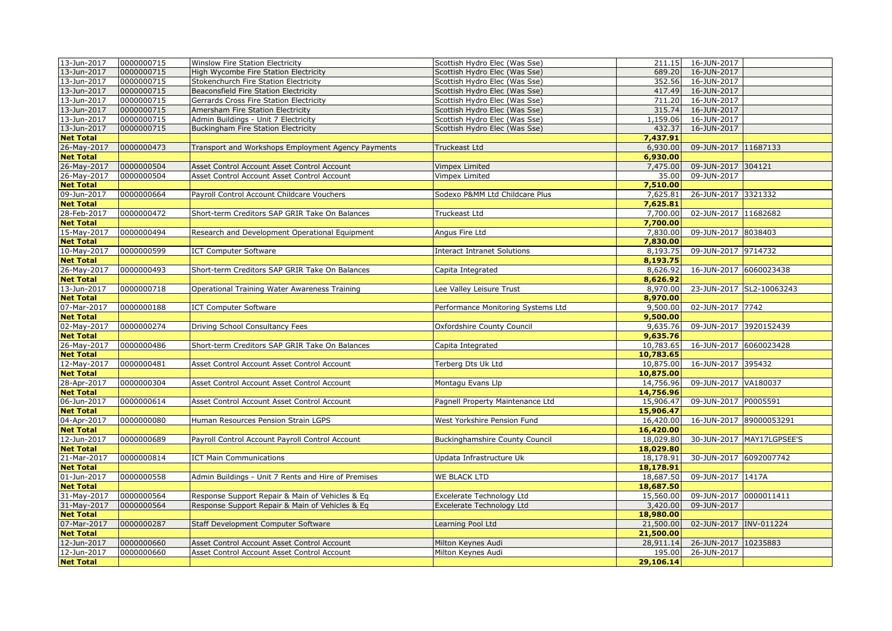| | | | | | | |
|---|---|---|---|---|---|---|
| 13-Jun-2017 | 0000000715 | Winslow Fire Station Electricity | Scottish Hydro Elec (Was Sse) | 211.15 | 16-JUN-2017 | |
| 13-Jun-2017 | 0000000715 | High Wycombe Fire Station Electricity | Scottish Hydro Elec (Was Sse) | 689.20 | 16-JUN-2017 | |
| 13-Jun-2017 | 0000000715 | Stokenchurch Fire Station Electricity | Scottish Hydro Elec (Was Sse) | 352.56 | 16-JUN-2017 | |
| 13-Jun-2017 | 0000000715 | Beaconsfield Fire Station Electricity | Scottish Hydro Elec (Was Sse) | 417.49 | 16-JUN-2017 | |
| 13-Jun-2017 | 0000000715 | Gerrards Cross Fire Station Electricity | Scottish Hydro Elec (Was Sse) | 711.20 | 16-JUN-2017 | |
| 13-Jun-2017 | 0000000715 | Amersham Fire Station Electricity | Scottish Hydro Elec (Was Sse) | 315.74 | 16-JUN-2017 | |
| 13-Jun-2017 | 0000000715 | Admin Buildings - Unit 7 Electricity | Scottish Hydro Elec (Was Sse) | 1,159.06 | 16-JUN-2017 | |
| 13-Jun-2017 | 0000000715 | Buckingham Fire Station Electricity | Scottish Hydro Elec (Was Sse) | 432.37 | 16-JUN-2017 | |
| **Net Total** | | | | **7,437.91** | | |
| 26-May-2017 | 0000000473 | Transport and Workshops Employment Agency Payments | Truckeast Ltd | 6,930.00 | 09-JUN-2017 | 11687133 |
| **Net Total** | | | | **6,930.00** | | |
| 26-May-2017 | 0000000504 | Asset Control Account Asset Control Account | Vimpex Limited | 7,475.00 | 09-JUN-2017 | 304121 |
| 26-May-2017 | 0000000504 | Asset Control Account Asset Control Account | Vimpex Limited | 35.00 | 09-JUN-2017 | |
| **Net Total** | | | | **7,510.00** | | |
| 09-Jun-2017 | 0000000664 | Payroll Control Account Childcare Vouchers | Sodexo P&MM Ltd Childcare Plus | 7,625.81 | 26-JUN-2017 | 3321332 |
| **Net Total** | | | | **7,625.81** | | |
| 28-Feb-2017 | 0000000472 | Short-term Creditors SAP GRIR Take On Balances | Truckeast Ltd | 7,700.00 | 02-JUN-2017 | 11682682 |
| **Net Total** | | | | **7,700.00** | | |
| 15-May-2017 | 0000000494 | Research and Development Operational Equipment | Angus Fire Ltd | 7,830.00 | 09-JUN-2017 | 8038403 |
| **Net Total** | | | | **7,830.00** | | |
| 10-May-2017 | 0000000599 | ICT Computer Software | Interact Intranet Solutions | 8,193.75 | 09-JUN-2017 | 9714732 |
| **Net Total** | | | | **8,193.75** | | |
| 26-May-2017 | 0000000493 | Short-term Creditors SAP GRIR Take On Balances | Capita Integrated | 8,626.92 | 16-JUN-2017 | 6060023438 |
| **Net Total** | | | | **8,626.92** | | |
| 13-Jun-2017 | 0000000718 | Operational Training Water Awareness Training | Lee Valley Leisure Trust | 8,970.00 | 23-JUN-2017 | SL2-10063243 |
| **Net Total** | | | | **8,970.00** | | |
| 07-Mar-2017 | 0000000188 | ICT Computer Software | Performance Monitoring Systems Ltd | 9,500.00 | 02-JUN-2017 | 7742 |
| **Net Total** | | | | **9,500.00** | | |
| 02-May-2017 | 0000000274 | Driving School Consultancy Fees | Oxfordshire County Council | 9,635.76 | 09-JUN-2017 | 3920152439 |
| **Net Total** | | | | **9,635.76** | | |
| 26-May-2017 | 0000000486 | Short-term Creditors SAP GRIR Take On Balances | Capita Integrated | 10,783.65 | 16-JUN-2017 | 6060023428 |
| **Net Total** | | | | **10,783.65** | | |
| 12-May-2017 | 0000000481 | Asset Control Account Asset Control Account | Terberg Dts Uk Ltd | 10,875.00 | 16-JUN-2017 | 395432 |
| **Net Total** | | | | **10,875.00** | | |
| 28-Apr-2017 | 0000000304 | Asset Control Account Asset Control Account | Montagu Evans Llp | 14,756.96 | 09-JUN-2017 | VA180037 |
| **Net Total** | | | | **14,756.96** | | |
| 06-Jun-2017 | 0000000614 | Asset Control Account Asset Control Account | Pagnell Property Maintenance Ltd | 15,906.47 | 09-JUN-2017 | P0005591 |
| **Net Total** | | | | **15,906.47** | | |
| 04-Apr-2017 | 0000000080 | Human Resources Pension Strain LGPS | West Yorkshire Pension Fund | 16,420.00 | 16-JUN-2017 | 89000053291 |
| **Net Total** | | | | **16,420.00** | | |
| 12-Jun-2017 | 0000000689 | Payroll Control Account Payroll Control Account | Buckinghamshire County Council | 18,029.80 | 30-JUN-2017 | MAY17LGPSEE'S |
| **Net Total** | | | | **18,029.80** | | |
| 21-Mar-2017 | 0000000814 | ICT Main Communications | Updata Infrastructure Uk | 18,178.91 | 30-JUN-2017 | 6092007742 |
| **Net Total** | | | | **18,178.91** | | |
| 01-Jun-2017 | 0000000558 | Admin Buildings - Unit 7 Rents and Hire of Premises | WE BLACK LTD | 18,687.50 | 09-JUN-2017 | 1417A |
| **Net Total** | | | | **18,687.50** | | |
| 31-May-2017 | 0000000564 | Response Support Repair & Main of Vehicles & Eq | Excelerate Technology Ltd | 15,560.00 | 09-JUN-2017 | 0000011411 |
| 31-May-2017 | 0000000564 | Response Support Repair & Main of Vehicles & Eq | Excelerate Technology Ltd | 3,420.00 | 09-JUN-2017 | |
| **Net Total** | | | | **18,980.00** | | |
| 07-Mar-2017 | 0000000287 | Staff Development Computer Software | Learning Pool Ltd | 21,500.00 | 02-JUN-2017 | INV-011224 |
| **Net Total** | | | | **21,500.00** | | |
| 12-Jun-2017 | 0000000660 | Asset Control Account Asset Control Account | Milton Keynes Audi | 28,911.14 | 26-JUN-2017 | 10235883 |
| 12-Jun-2017 | 0000000660 | Asset Control Account Asset Control Account | Milton Keynes Audi | 195.00 | 26-JUN-2017 | |
| **Net Total** | | | | **29,106.14** | | |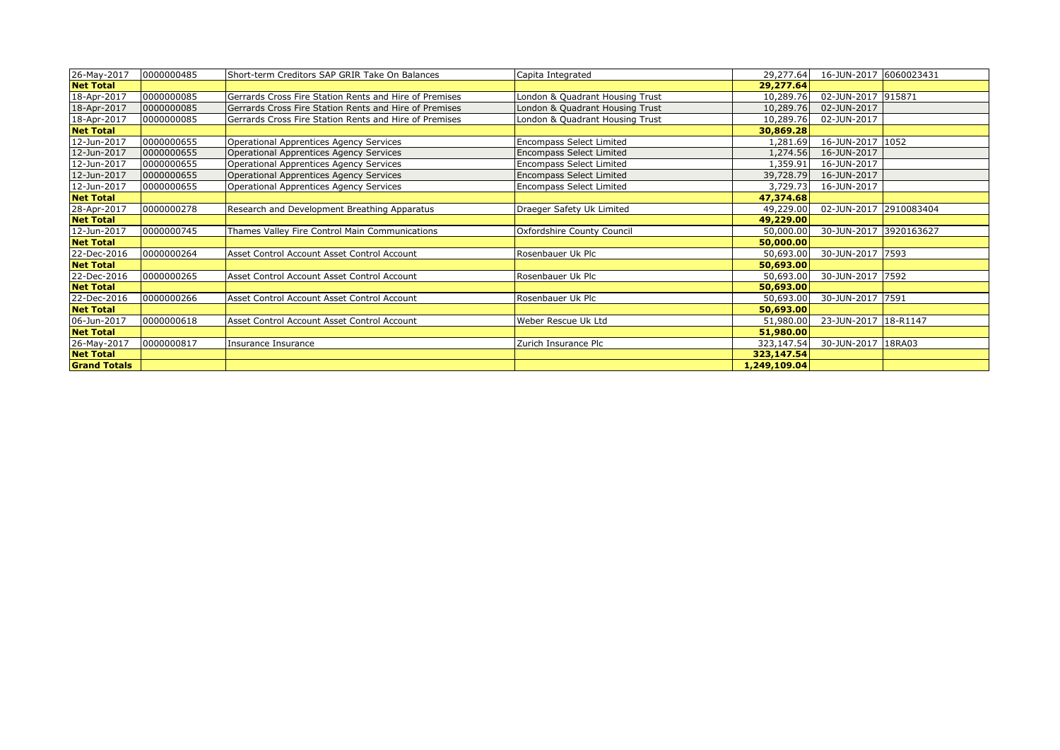| | | | | | | |
|---|---|---|---|---|---|---|
| 26-May-2017 | 0000000485 | Short-term Creditors SAP GRIR Take On Balances | Capita Integrated | 29,277.64 | 16-JUN-2017 | 6060023431 |
| **Net Total** | | | | **29,277.64** | | |
| 18-Apr-2017 | 0000000085 | Gerrards Cross Fire Station Rents and Hire of Premises | London & Quadrant Housing Trust | 10,289.76 | 02-JUN-2017 | 915871 |
| 18-Apr-2017 | 0000000085 | Gerrards Cross Fire Station Rents and Hire of Premises | London & Quadrant Housing Trust | 10,289.76 | 02-JUN-2017 | |
| 18-Apr-2017 | 0000000085 | Gerrards Cross Fire Station Rents and Hire of Premises | London & Quadrant Housing Trust | 10,289.76 | 02-JUN-2017 | |
| **Net Total** | | | | **30,869.28** | | |
| 12-Jun-2017 | 0000000655 | Operational Apprentices Agency Services | Encompass Select Limited | 1,281.69 | 16-JUN-2017 | 1052 |
| 12-Jun-2017 | 0000000655 | Operational Apprentices Agency Services | Encompass Select Limited | 1,274.56 | 16-JUN-2017 | |
| 12-Jun-2017 | 0000000655 | Operational Apprentices Agency Services | Encompass Select Limited | 1,359.91 | 16-JUN-2017 | |
| 12-Jun-2017 | 0000000655 | Operational Apprentices Agency Services | Encompass Select Limited | 39,728.79 | 16-JUN-2017 | |
| 12-Jun-2017 | 0000000655 | Operational Apprentices Agency Services | Encompass Select Limited | 3,729.73 | 16-JUN-2017 | |
| **Net Total** | | | | **47,374.68** | | |
| 28-Apr-2017 | 0000000278 | Research and Development Breathing Apparatus | Draeger Safety Uk Limited | 49,229.00 | 02-JUN-2017 | 2910083404 |
| **Net Total** | | | | **49,229.00** | | |
| 12-Jun-2017 | 0000000745 | Thames Valley Fire Control Main Communications | Oxfordshire County Council | 50,000.00 | 30-JUN-2017 | 3920163627 |
| **Net Total** | | | | **50,000.00** | | |
| 22-Dec-2016 | 0000000264 | Asset Control Account Asset Control Account | Rosenbauer Uk Plc | 50,693.00 | 30-JUN-2017 | 7593 |
| **Net Total** | | | | **50,693.00** | | |
| 22-Dec-2016 | 0000000265 | Asset Control Account Asset Control Account | Rosenbauer Uk Plc | 50,693.00 | 30-JUN-2017 | 7592 |
| **Net Total** | | | | **50,693.00** | | |
| 22-Dec-2016 | 0000000266 | Asset Control Account Asset Control Account | Rosenbauer Uk Plc | 50,693.00 | 30-JUN-2017 | 7591 |
| **Net Total** | | | | **50,693.00** | | |
| 06-Jun-2017 | 0000000618 | Asset Control Account Asset Control Account | Weber Rescue Uk Ltd | 51,980.00 | 23-JUN-2017 | 18-R1147 |
| **Net Total** | | | | **51,980.00** | | |
| 26-May-2017 | 0000000817 | Insurance Insurance | Zurich Insurance Plc | 323,147.54 | 30-JUN-2017 | 18RA03 |
| **Net Total** | | | | **323,147.54** | | |
| **Grand Totals** | | | | **1,249,109.04** | | |